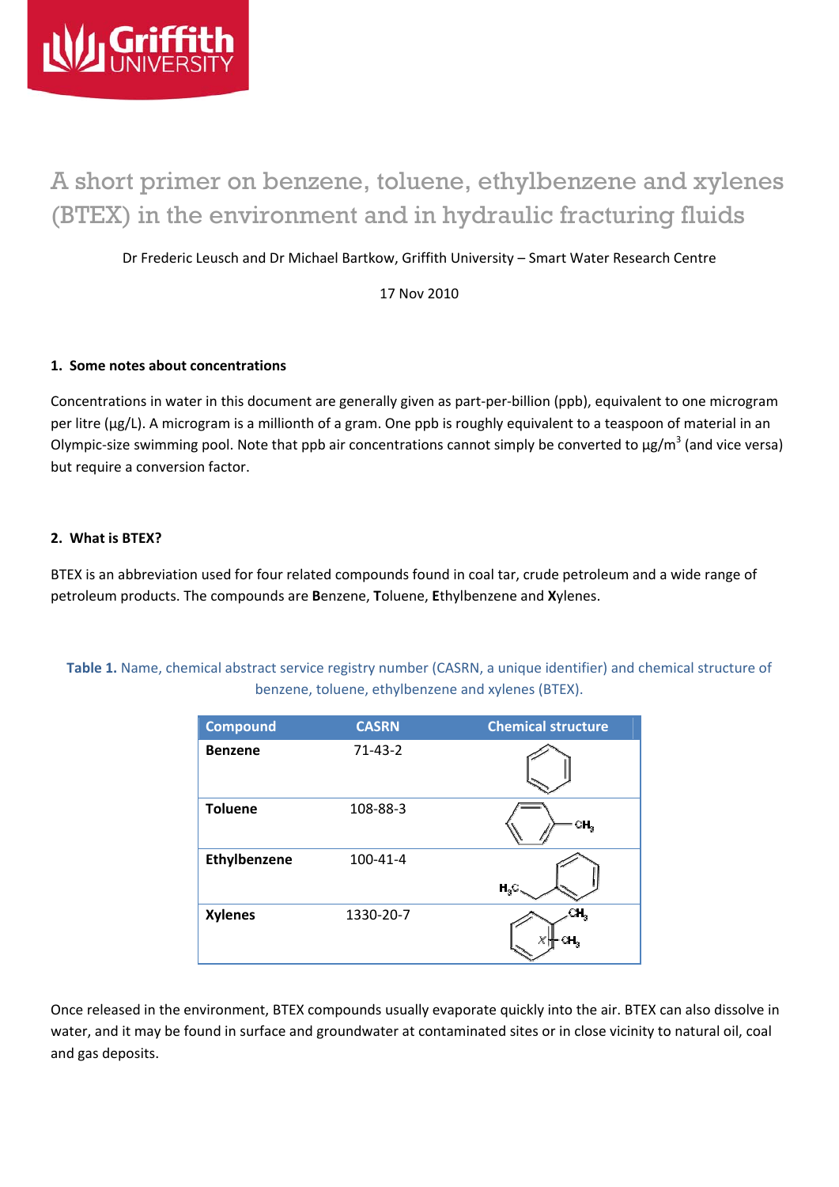# A short primer on benzene, toluene, ethylbenzene and xylenes (BTEX) in the environment and in hydraulic fracturing fluids

Dr Frederic Leusch and Dr Michael Bartkow, Griffith University – Smart Water Research Centre

17 Nov 2010

## 1. Some notes about concentrations

Concentrations in water in this document are generally given as part-per-billion (ppb), equivalent to one microgram per litre (µg/L). A microgram is a millionth of a gram. One ppb is roughly equivalent to a teaspoon of material in an Olympic-size swimming pool. Note that ppb air concentrations cannot simply be converted to µg/m$^3$ (and vice versa) but require a conversion factor.

## 2. What is BTEX?

BTEX is an abbreviation used for four related compounds found in coal tar, crude petroleum and a wide range of petroleum products. The compounds are **B**enzene, **T**oluene, **E**thylbenzene and **X**ylenes.

**Table 1.** Name, chemical abstract service registry number (CASRN, a unique identifier) and chemical structure of benzene, toluene, ethylbenzene and xylenes (BTEX).

| Compound | CASRN | Chemical structure |
|---|---|---|
| **Benzene** | 71-43-2 | |
| **Toluene** | 108-88-3 | $CH_3$ |
| **Ethylbenzene** | 100-41-4 | $H_3C$ |
| **Xylenes** | 1330-20-7 | $CH_3$, $CH_3$ |

Once released in the environment, BTEX compounds usually evaporate quickly into the air. BTEX can also dissolve in water, and it may be found in surface and groundwater at contaminated sites or in close vicinity to natural oil, coal and gas deposits.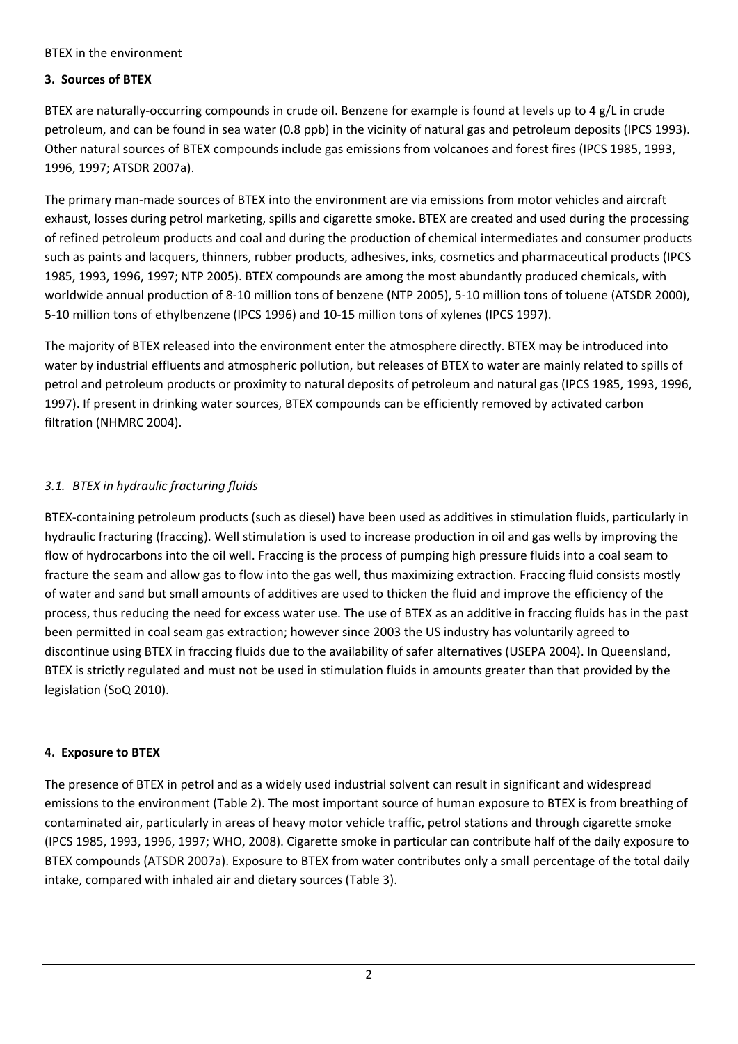## 3. Sources of BTEX

BTEX are naturally-occurring compounds in crude oil. Benzene for example is found at levels up to 4 g/L in crude petroleum, and can be found in sea water (0.8 ppb) in the vicinity of natural gas and petroleum deposits (IPCS 1993). Other natural sources of BTEX compounds include gas emissions from volcanoes and forest fires (IPCS 1985, 1993, 1996, 1997; ATSDR 2007a).

The primary man-made sources of BTEX into the environment are via emissions from motor vehicles and aircraft exhaust, losses during petrol marketing, spills and cigarette smoke. BTEX are created and used during the processing of refined petroleum products and coal and during the production of chemical intermediates and consumer products such as paints and lacquers, thinners, rubber products, adhesives, inks, cosmetics and pharmaceutical products (IPCS 1985, 1993, 1996, 1997; NTP 2005). BTEX compounds are among the most abundantly produced chemicals, with worldwide annual production of 8-10 million tons of benzene (NTP 2005), 5-10 million tons of toluene (ATSDR 2000), 5-10 million tons of ethylbenzene (IPCS 1996) and 10-15 million tons of xylenes (IPCS 1997).

The majority of BTEX released into the environment enter the atmosphere directly. BTEX may be introduced into water by industrial effluents and atmospheric pollution, but releases of BTEX to water are mainly related to spills of petrol and petroleum products or proximity to natural deposits of petroleum and natural gas (IPCS 1985, 1993, 1996, 1997). If present in drinking water sources, BTEX compounds can be efficiently removed by activated carbon filtration (NHMRC 2004).

### *3.1. BTEX in hydraulic fracturing fluids*

BTEX-containing petroleum products (such as diesel) have been used as additives in stimulation fluids, particularly in hydraulic fracturing (fraccing). Well stimulation is used to increase production in oil and gas wells by improving the flow of hydrocarbons into the oil well. Fraccing is the process of pumping high pressure fluids into a coal seam to fracture the seam and allow gas to flow into the gas well, thus maximizing extraction. Fraccing fluid consists mostly of water and sand but small amounts of additives are used to thicken the fluid and improve the efficiency of the process, thus reducing the need for excess water use. The use of BTEX as an additive in fraccing fluids has in the past been permitted in coal seam gas extraction; however since 2003 the US industry has voluntarily agreed to discontinue using BTEX in fraccing fluids due to the availability of safer alternatives (USEPA 2004). In Queensland, BTEX is strictly regulated and must not be used in stimulation fluids in amounts greater than that provided by the legislation (SoQ 2010).

## 4. Exposure to BTEX

The presence of BTEX in petrol and as a widely used industrial solvent can result in significant and widespread emissions to the environment (Table 2). The most important source of human exposure to BTEX is from breathing of contaminated air, particularly in areas of heavy motor vehicle traffic, petrol stations and through cigarette smoke (IPCS 1985, 1993, 1996, 1997; WHO, 2008). Cigarette smoke in particular can contribute half of the daily exposure to BTEX compounds (ATSDR 2007a). Exposure to BTEX from water contributes only a small percentage of the total daily intake, compared with inhaled air and dietary sources (Table 3).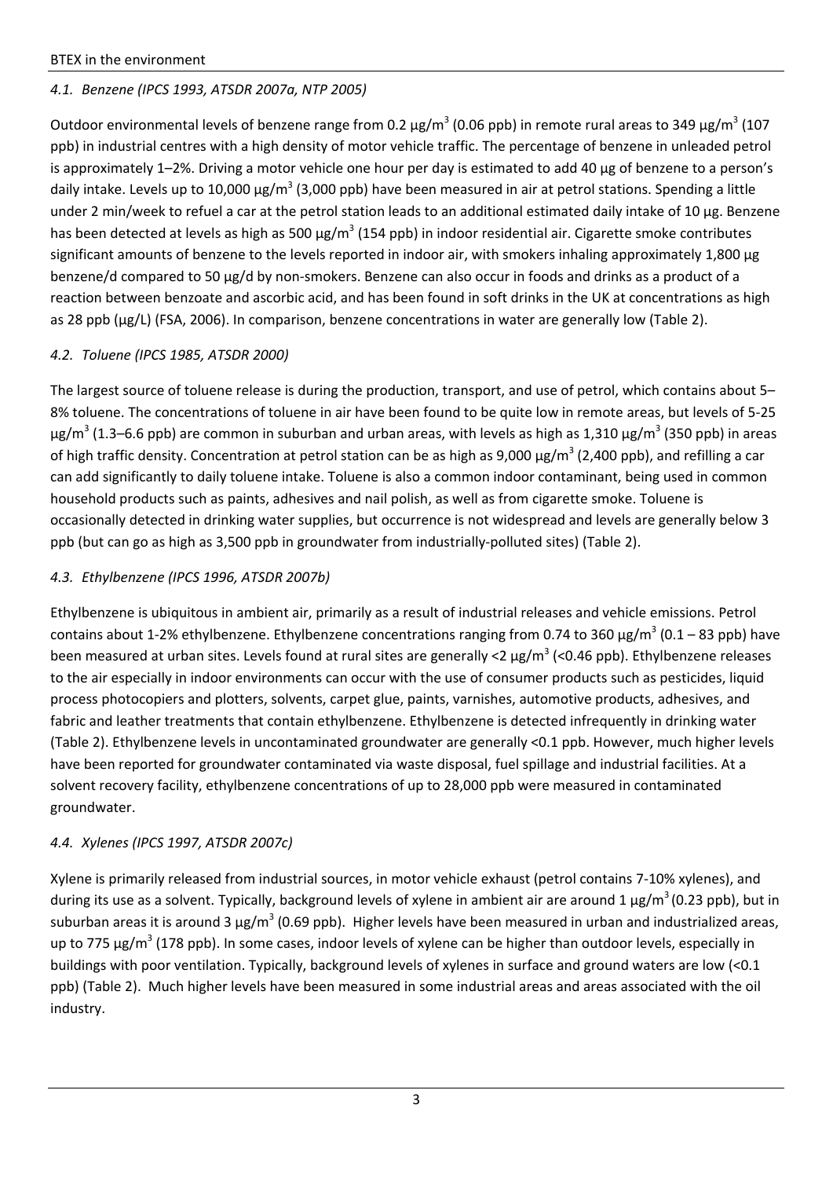### *4.1. Benzene (IPCS 1993, ATSDR 2007a, NTP 2005)*

Outdoor environmental levels of benzene range from 0.2 µg/m$^3$ (0.06 ppb) in remote rural areas to 349 µg/m$^3$ (107 ppb) in industrial centres with a high density of motor vehicle traffic. The percentage of benzene in unleaded petrol is approximately 1–2%. Driving a motor vehicle one hour per day is estimated to add 40 µg of benzene to a person's daily intake. Levels up to 10,000 µg/m$^3$ (3,000 ppb) have been measured in air at petrol stations. Spending a little under 2 min/week to refuel a car at the petrol station leads to an additional estimated daily intake of 10 µg. Benzene has been detected at levels as high as 500 µg/m$^3$ (154 ppb) in indoor residential air. Cigarette smoke contributes significant amounts of benzene to the levels reported in indoor air, with smokers inhaling approximately 1,800 µg benzene/d compared to 50 µg/d by non-smokers. Benzene can also occur in foods and drinks as a product of a reaction between benzoate and ascorbic acid, and has been found in soft drinks in the UK at concentrations as high as 28 ppb (µg/L) (FSA, 2006). In comparison, benzene concentrations in water are generally low (Table 2).

### *4.2. Toluene (IPCS 1985, ATSDR 2000)*

The largest source of toluene release is during the production, transport, and use of petrol, which contains about 5–8% toluene. The concentrations of toluene in air have been found to be quite low in remote areas, but levels of 5-25 µg/m$^3$ (1.3–6.6 ppb) are common in suburban and urban areas, with levels as high as 1,310 µg/m$^3$ (350 ppb) in areas of high traffic density. Concentration at petrol station can be as high as 9,000 µg/m$^3$ (2,400 ppb), and refilling a car can add significantly to daily toluene intake. Toluene is also a common indoor contaminant, being used in common household products such as paints, adhesives and nail polish, as well as from cigarette smoke. Toluene is occasionally detected in drinking water supplies, but occurrence is not widespread and levels are generally below 3 ppb (but can go as high as 3,500 ppb in groundwater from industrially-polluted sites) (Table 2).

### *4.3. Ethylbenzene (IPCS 1996, ATSDR 2007b)*

Ethylbenzene is ubiquitous in ambient air, primarily as a result of industrial releases and vehicle emissions. Petrol contains about 1-2% ethylbenzene. Ethylbenzene concentrations ranging from 0.74 to 360 µg/m$^3$ (0.1 – 83 ppb) have been measured at urban sites. Levels found at rural sites are generally <2 µg/m$^3$ (<0.46 ppb). Ethylbenzene releases to the air especially in indoor environments can occur with the use of consumer products such as pesticides, liquid process photocopiers and plotters, solvents, carpet glue, paints, varnishes, automotive products, adhesives, and fabric and leather treatments that contain ethylbenzene. Ethylbenzene is detected infrequently in drinking water (Table 2). Ethylbenzene levels in uncontaminated groundwater are generally <0.1 ppb. However, much higher levels have been reported for groundwater contaminated via waste disposal, fuel spillage and industrial facilities. At a solvent recovery facility, ethylbenzene concentrations of up to 28,000 ppb were measured in contaminated groundwater.

### *4.4. Xylenes (IPCS 1997, ATSDR 2007c)*

Xylene is primarily released from industrial sources, in motor vehicle exhaust (petrol contains 7-10% xylenes), and during its use as a solvent. Typically, background levels of xylene in ambient air are around 1 µg/m$^3$ (0.23 ppb), but in suburban areas it is around 3 µg/m$^3$ (0.69 ppb). Higher levels have been measured in urban and industrialized areas, up to 775 µg/m$^3$ (178 ppb). In some cases, indoor levels of xylene can be higher than outdoor levels, especially in buildings with poor ventilation. Typically, background levels of xylenes in surface and ground waters are low (<0.1 ppb) (Table 2). Much higher levels have been measured in some industrial areas and areas associated with the oil industry.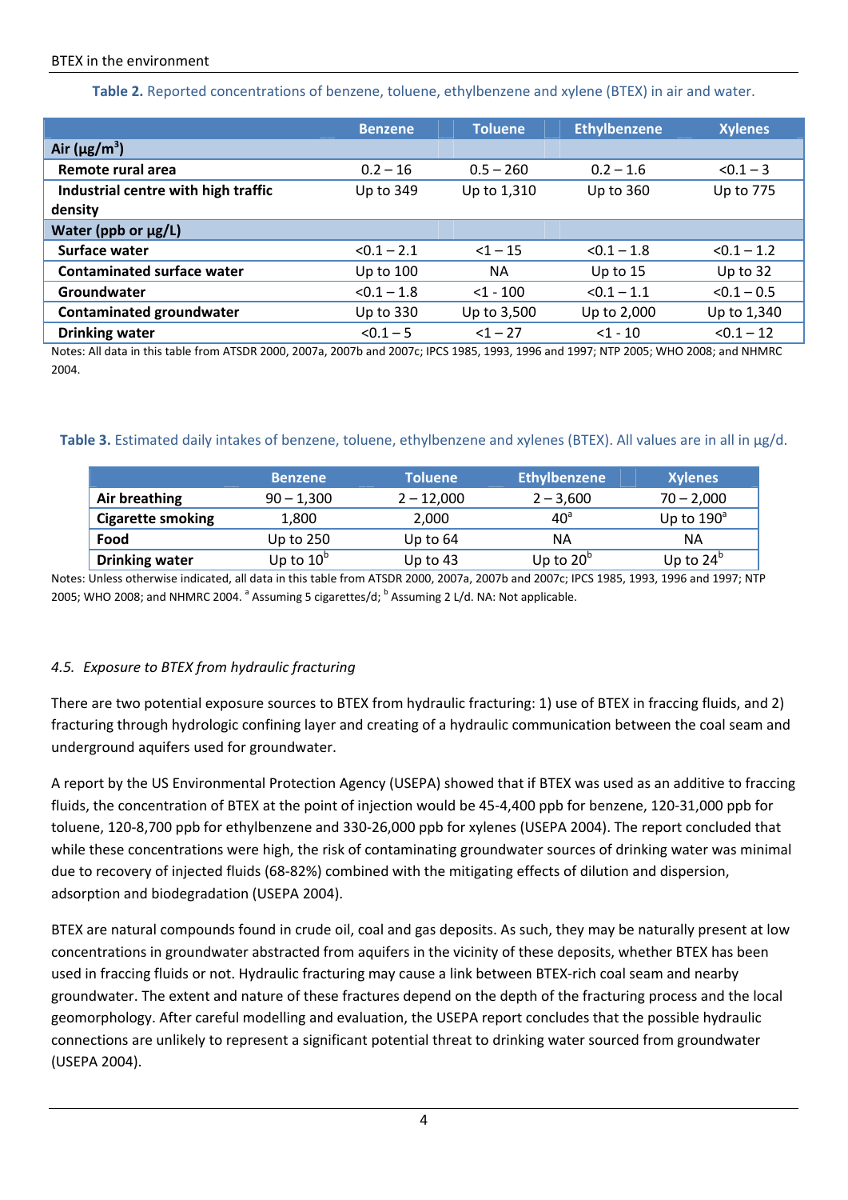**Table 2.** Reported concentrations of benzene, toluene, ethylbenzene and xylene (BTEX) in air and water.

| | Benzene | Toluene | Ethylbenzene | Xylenes |
|---|---|---|---|---|
| **Air (μg/m$^3$)** | | | | |
| **Remote rural area** | 0.2 – 16 | 0.5 – 260 | 0.2 – 1.6 | <0.1 – 3 |
| **Industrial centre with high traffic density** | Up to 349 | Up to 1,310 | Up to 360 | Up to 775 |
| **Water (ppb or μg/L)** | | | | |
| **Surface water** | <0.1 – 2.1 | <1 – 15 | <0.1 – 1.8 | <0.1 – 1.2 |
| **Contaminated surface water** | Up to 100 | NA | Up to 15 | Up to 32 |
| **Groundwater** | <0.1 – 1.8 | <1 - 100 | <0.1 – 1.1 | <0.1 – 0.5 |
| **Contaminated groundwater** | Up to 330 | Up to 3,500 | Up to 2,000 | Up to 1,340 |
| **Drinking water** | <0.1 – 5 | <1 – 27 | <1 - 10 | <0.1 – 12 |

Notes: All data in this table from ATSDR 2000, 2007a, 2007b and 2007c; IPCS 1985, 1993, 1996 and 1997; NTP 2005; WHO 2008; and NHMRC 2004.

**Table 3.** Estimated daily intakes of benzene, toluene, ethylbenzene and xylenes (BTEX). All values are in all in μg/d.

| | Benzene | Toluene | Ethylbenzene | Xylenes |
|---|---|---|---|---|
| **Air breathing** | 90 – 1,300 | 2 – 12,000 | 2 – 3,600 | 70 – 2,000 |
| **Cigarette smoking** | 1,800 | 2,000 | 40[a] | Up to 190[a] |
| **Food** | Up to 250 | Up to 64 | NA | NA |
| **Drinking water** | Up to 10[b] | Up to 43 | Up to 20[b] | Up to 24[b] |

Notes: Unless otherwise indicated, all data in this table from ATSDR 2000, 2007a, 2007b and 2007c; IPCS 1985, 1993, 1996 and 1997; NTP 2005; WHO 2008; and NHMRC 2004. [a] Assuming 5 cigarettes/d; [b] Assuming 2 L/d. NA: Not applicable.

### *4.5. Exposure to BTEX from hydraulic fracturing*

There are two potential exposure sources to BTEX from hydraulic fracturing: 1) use of BTEX in fraccing fluids, and 2) fracturing through hydrologic confining layer and creating of a hydraulic communication between the coal seam and underground aquifers used for groundwater.

A report by the US Environmental Protection Agency (USEPA) showed that if BTEX was used as an additive to fraccing fluids, the concentration of BTEX at the point of injection would be 45-4,400 ppb for benzene, 120-31,000 ppb for toluene, 120-8,700 ppb for ethylbenzene and 330-26,000 ppb for xylenes (USEPA 2004). The report concluded that while these concentrations were high, the risk of contaminating groundwater sources of drinking water was minimal due to recovery of injected fluids (68-82%) combined with the mitigating effects of dilution and dispersion, adsorption and biodegradation (USEPA 2004).

BTEX are natural compounds found in crude oil, coal and gas deposits. As such, they may be naturally present at low concentrations in groundwater abstracted from aquifers in the vicinity of these deposits, whether BTEX has been used in fraccing fluids or not. Hydraulic fracturing may cause a link between BTEX-rich coal seam and nearby groundwater. The extent and nature of these fractures depend on the depth of the fracturing process and the local geomorphology. After careful modelling and evaluation, the USEPA report concludes that the possible hydraulic connections are unlikely to represent a significant potential threat to drinking water sourced from groundwater (USEPA 2004).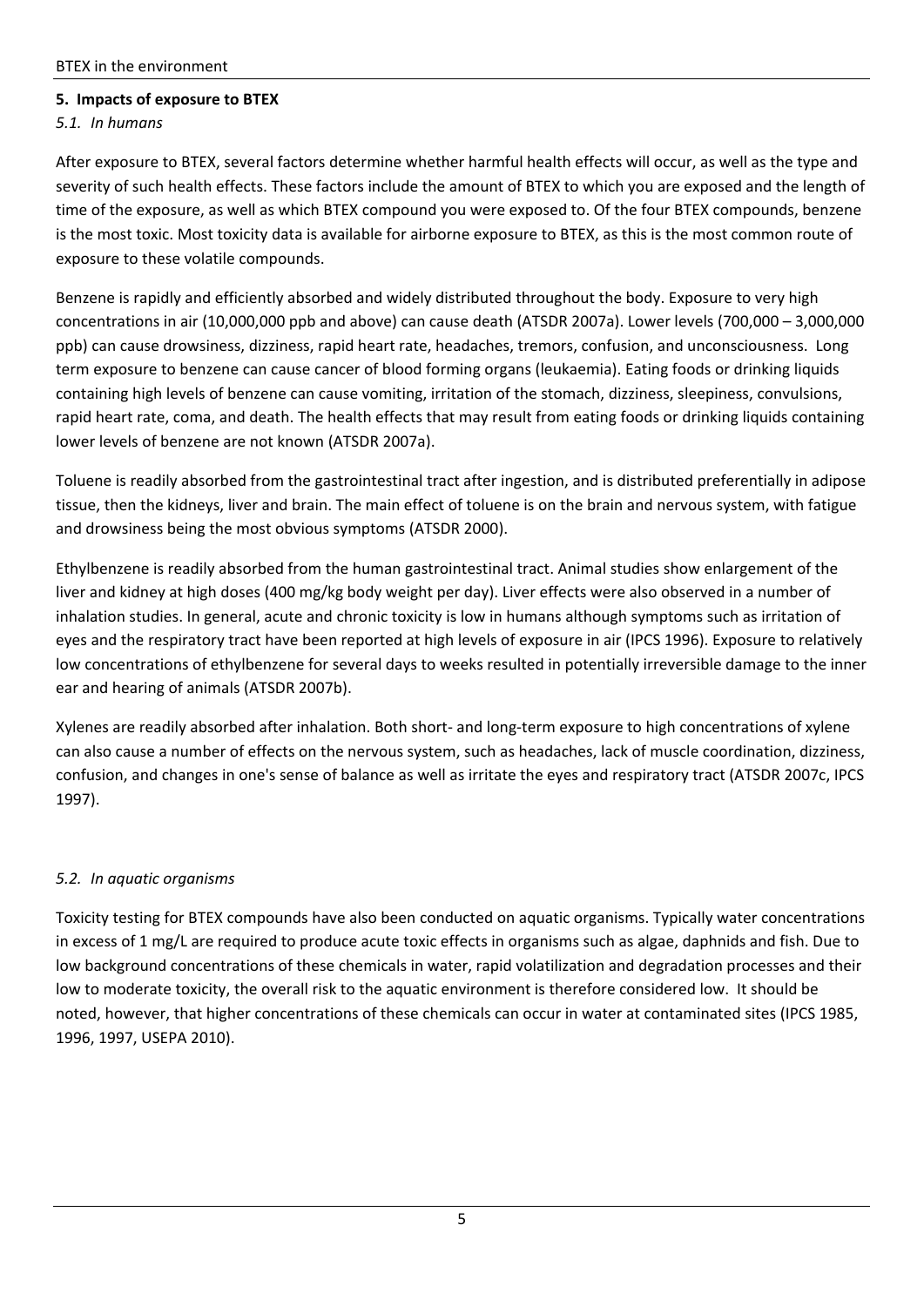## 5. Impacts of exposure to BTEX

### *5.1. In humans*

After exposure to BTEX, several factors determine whether harmful health effects will occur, as well as the type and severity of such health effects. These factors include the amount of BTEX to which you are exposed and the length of time of the exposure, as well as which BTEX compound you were exposed to. Of the four BTEX compounds, benzene is the most toxic. Most toxicity data is available for airborne exposure to BTEX, as this is the most common route of exposure to these volatile compounds.

Benzene is rapidly and efficiently absorbed and widely distributed throughout the body. Exposure to very high concentrations in air (10,000,000 ppb and above) can cause death (ATSDR 2007a). Lower levels (700,000 – 3,000,000 ppb) can cause drowsiness, dizziness, rapid heart rate, headaches, tremors, confusion, and unconsciousness. Long term exposure to benzene can cause cancer of blood forming organs (leukaemia). Eating foods or drinking liquids containing high levels of benzene can cause vomiting, irritation of the stomach, dizziness, sleepiness, convulsions, rapid heart rate, coma, and death. The health effects that may result from eating foods or drinking liquids containing lower levels of benzene are not known (ATSDR 2007a).

Toluene is readily absorbed from the gastrointestinal tract after ingestion, and is distributed preferentially in adipose tissue, then the kidneys, liver and brain. The main effect of toluene is on the brain and nervous system, with fatigue and drowsiness being the most obvious symptoms (ATSDR 2000).

Ethylbenzene is readily absorbed from the human gastrointestinal tract. Animal studies show enlargement of the liver and kidney at high doses (400 mg/kg body weight per day). Liver effects were also observed in a number of inhalation studies. In general, acute and chronic toxicity is low in humans although symptoms such as irritation of eyes and the respiratory tract have been reported at high levels of exposure in air (IPCS 1996). Exposure to relatively low concentrations of ethylbenzene for several days to weeks resulted in potentially irreversible damage to the inner ear and hearing of animals (ATSDR 2007b).

Xylenes are readily absorbed after inhalation. Both short- and long-term exposure to high concentrations of xylene can also cause a number of effects on the nervous system, such as headaches, lack of muscle coordination, dizziness, confusion, and changes in one's sense of balance as well as irritate the eyes and respiratory tract (ATSDR 2007c, IPCS 1997).

### *5.2. In aquatic organisms*

Toxicity testing for BTEX compounds have also been conducted on aquatic organisms. Typically water concentrations in excess of 1 mg/L are required to produce acute toxic effects in organisms such as algae, daphnids and fish. Due to low background concentrations of these chemicals in water, rapid volatilization and degradation processes and their low to moderate toxicity, the overall risk to the aquatic environment is therefore considered low. It should be noted, however, that higher concentrations of these chemicals can occur in water at contaminated sites (IPCS 1985, 1996, 1997, USEPA 2010).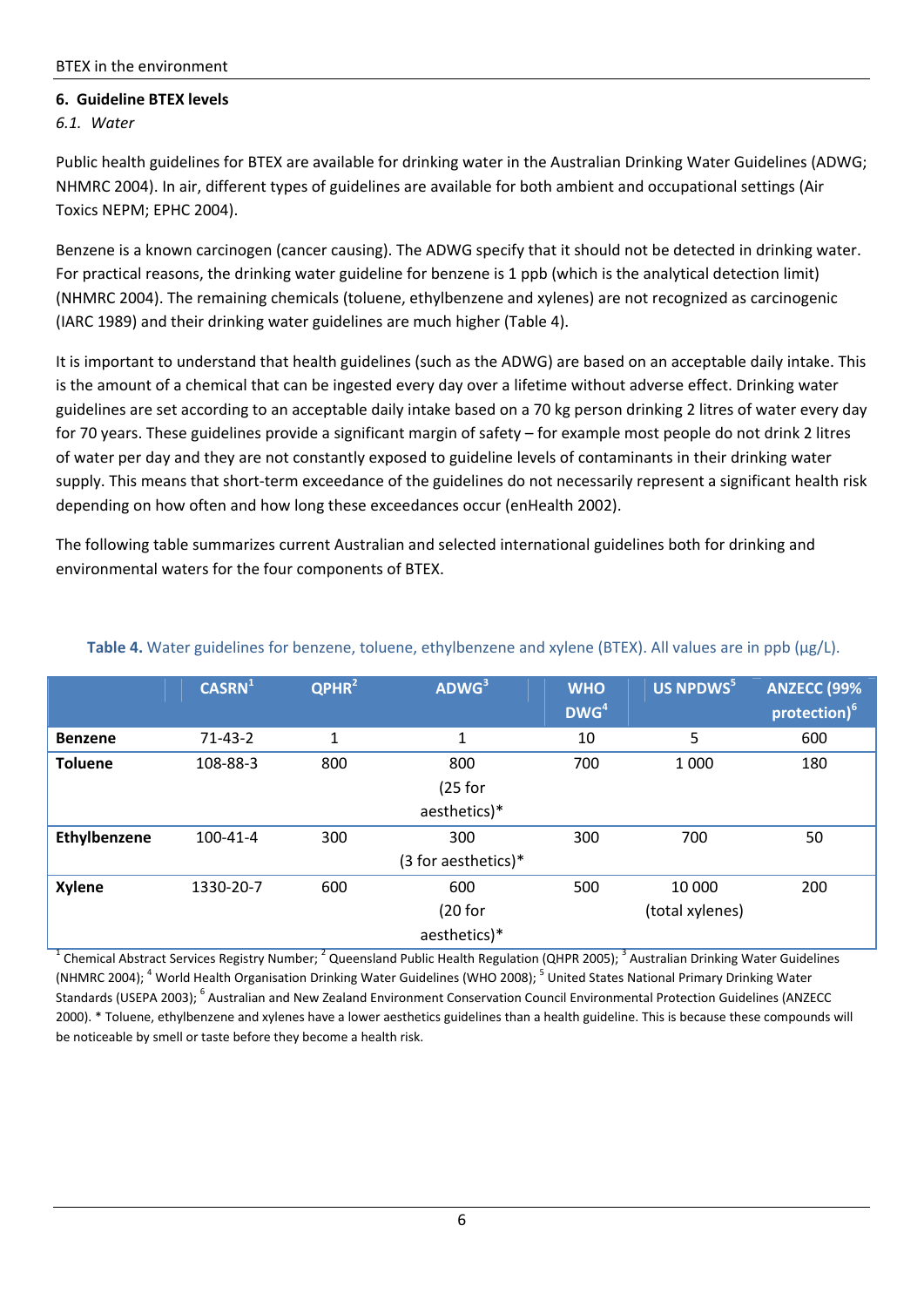## 6. Guideline BTEX levels

### *6.1. Water*

Public health guidelines for BTEX are available for drinking water in the Australian Drinking Water Guidelines (ADWG; NHMRC 2004). In air, different types of guidelines are available for both ambient and occupational settings (Air Toxics NEPM; EPHC 2004).

Benzene is a known carcinogen (cancer causing). The ADWG specify that it should not be detected in drinking water. For practical reasons, the drinking water guideline for benzene is 1 ppb (which is the analytical detection limit) (NHMRC 2004). The remaining chemicals (toluene, ethylbenzene and xylenes) are not recognized as carcinogenic (IARC 1989) and their drinking water guidelines are much higher (Table 4).

It is important to understand that health guidelines (such as the ADWG) are based on an acceptable daily intake. This is the amount of a chemical that can be ingested every day over a lifetime without adverse effect. Drinking water guidelines are set according to an acceptable daily intake based on a 70 kg person drinking 2 litres of water every day for 70 years. These guidelines provide a significant margin of safety – for example most people do not drink 2 litres of water per day and they are not constantly exposed to guideline levels of contaminants in their drinking water supply. This means that short-term exceedance of the guidelines do not necessarily represent a significant health risk depending on how often and how long these exceedances occur (enHealth 2002).

The following table summarizes current Australian and selected international guidelines both for drinking and environmental waters for the four components of BTEX.

**Table 4.** Water guidelines for benzene, toluene, ethylbenzene and xylene (BTEX). All values are in ppb (μg/L).

| | CASRN[1] | QPHR[2] | ADWG[3] | WHO DWG[4] | US NPDWS[5] | ANZECC (99% protection)[6] |
|---|---|---|---|---|---|---|
| **Benzene** | 71-43-2 | 1 | 1 | 10 | 5 | 600 |
| **Toluene** | 108-88-3 | 800 | 800 (25 for aesthetics)* | 700 | 1 000 | 180 |
| **Ethylbenzene** | 100-41-4 | 300 | 300 (3 for aesthetics)* | 300 | 700 | 50 |
| **Xylene** | 1330-20-7 | 600 | 600 (20 for aesthetics)* | 500 | 10 000 (total xylenes) | 200 |

[1] Chemical Abstract Services Registry Number; [2] Queensland Public Health Regulation (QHPR 2005); [3] Australian Drinking Water Guidelines (NHMRC 2004); [4] World Health Organisation Drinking Water Guidelines (WHO 2008); [5] United States National Primary Drinking Water Standards (USEPA 2003); [6] Australian and New Zealand Environment Conservation Council Environmental Protection Guidelines (ANZECC 2000). * Toluene, ethylbenzene and xylenes have a lower aesthetics guidelines than a health guideline. This is because these compounds will be noticeable by smell or taste before they become a health risk.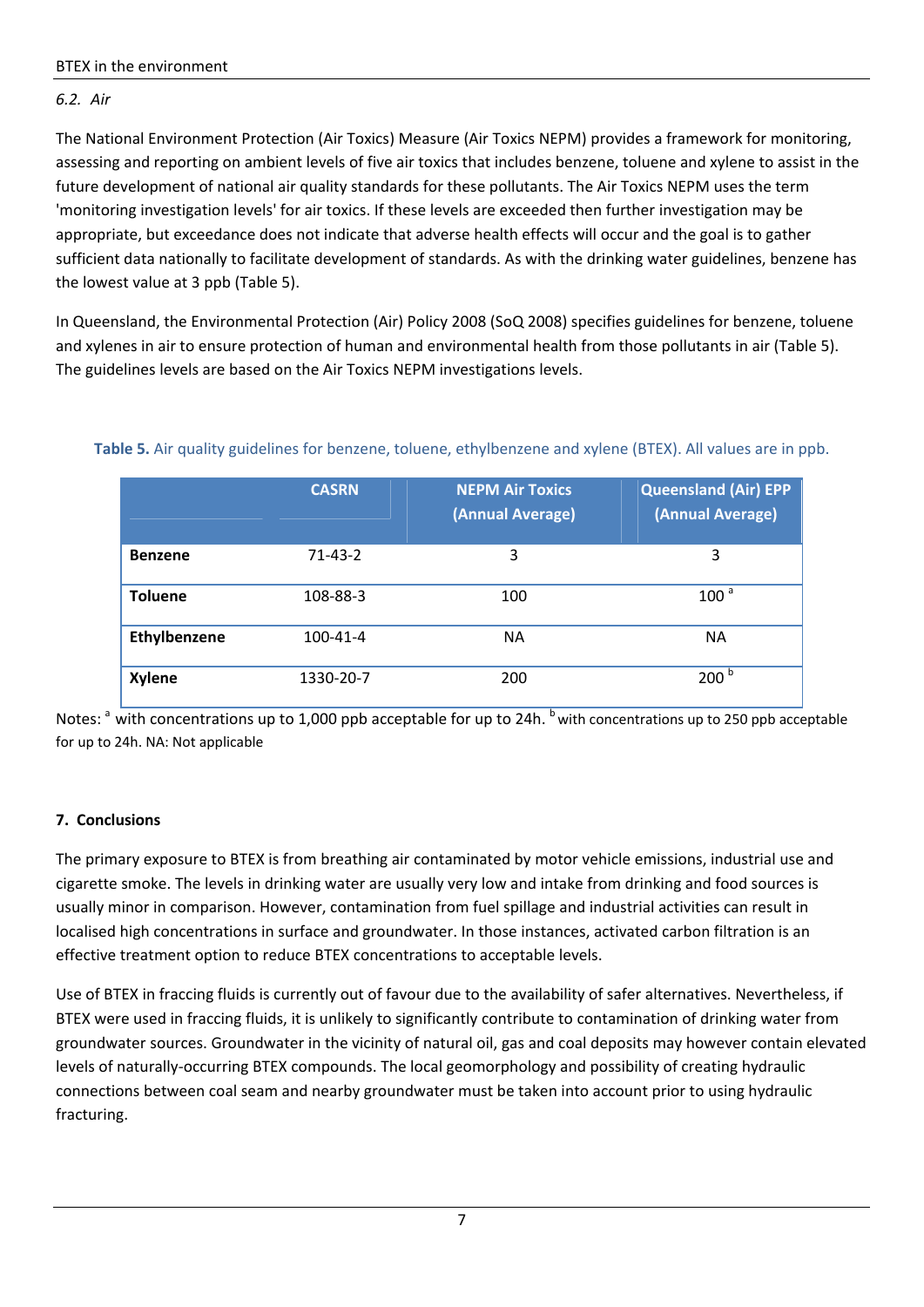*6.2. Air*

The National Environment Protection (Air Toxics) Measure (Air Toxics NEPM) provides a framework for monitoring, assessing and reporting on ambient levels of five air toxics that includes benzene, toluene and xylene to assist in the future development of national air quality standards for these pollutants. The Air Toxics NEPM uses the term 'monitoring investigation levels' for air toxics. If these levels are exceeded then further investigation may be appropriate, but exceedance does not indicate that adverse health effects will occur and the goal is to gather sufficient data nationally to facilitate development of standards. As with the drinking water guidelines, benzene has the lowest value at 3 ppb (Table 5).

In Queensland, the Environmental Protection (Air) Policy 2008 (SoQ 2008) specifies guidelines for benzene, toluene and xylenes in air to ensure protection of human and environmental health from those pollutants in air (Table 5). The guidelines levels are based on the Air Toxics NEPM investigations levels.

**Table 5.** Air quality guidelines for benzene, toluene, ethylbenzene and xylene (BTEX). All values are in ppb.

| | CASRN | NEPM Air Toxics (Annual Average) | Queensland (Air) EPP (Annual Average) |
|---|---|---|---|
| **Benzene** | 71-43-2 | 3 | 3 |
| **Toluene** | 108-88-3 | 100 | 100 [a] |
| **Ethylbenzene** | 100-41-4 | NA | NA |
| **Xylene** | 1330-20-7 | 200 | 200 [b] |

Notes: [a] with concentrations up to 1,000 ppb acceptable for up to 24h. [b] with concentrations up to 250 ppb acceptable for up to 24h. NA: Not applicable

## 7. Conclusions

The primary exposure to BTEX is from breathing air contaminated by motor vehicle emissions, industrial use and cigarette smoke. The levels in drinking water are usually very low and intake from drinking and food sources is usually minor in comparison. However, contamination from fuel spillage and industrial activities can result in localised high concentrations in surface and groundwater. In those instances, activated carbon filtration is an effective treatment option to reduce BTEX concentrations to acceptable levels.

Use of BTEX in fraccing fluids is currently out of favour due to the availability of safer alternatives. Nevertheless, if BTEX were used in fraccing fluids, it is unlikely to significantly contribute to contamination of drinking water from groundwater sources. Groundwater in the vicinity of natural oil, gas and coal deposits may however contain elevated levels of naturally-occurring BTEX compounds. The local geomorphology and possibility of creating hydraulic connections between coal seam and nearby groundwater must be taken into account prior to using hydraulic fracturing.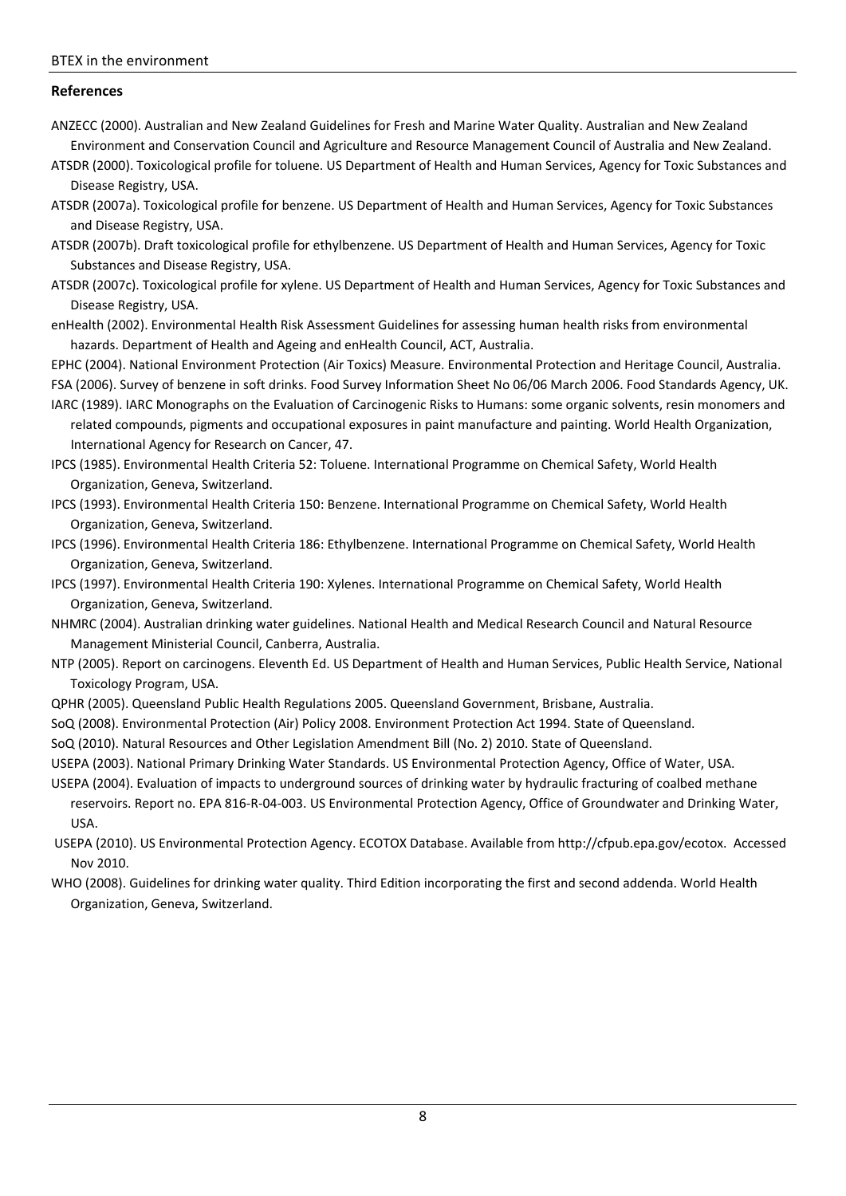## References

ANZECC (2000). Australian and New Zealand Guidelines for Fresh and Marine Water Quality. Australian and New Zealand Environment and Conservation Council and Agriculture and Resource Management Council of Australia and New Zealand.

ATSDR (2000). Toxicological profile for toluene. US Department of Health and Human Services, Agency for Toxic Substances and Disease Registry, USA.

ATSDR (2007a). Toxicological profile for benzene. US Department of Health and Human Services, Agency for Toxic Substances and Disease Registry, USA.

ATSDR (2007b). Draft toxicological profile for ethylbenzene. US Department of Health and Human Services, Agency for Toxic Substances and Disease Registry, USA.

ATSDR (2007c). Toxicological profile for xylene. US Department of Health and Human Services, Agency for Toxic Substances and Disease Registry, USA.

enHealth (2002). Environmental Health Risk Assessment Guidelines for assessing human health risks from environmental hazards. Department of Health and Ageing and enHealth Council, ACT, Australia.

EPHC (2004). National Environment Protection (Air Toxics) Measure. Environmental Protection and Heritage Council, Australia.

FSA (2006). Survey of benzene in soft drinks. Food Survey Information Sheet No 06/06 March 2006. Food Standards Agency, UK.

IARC (1989). IARC Monographs on the Evaluation of Carcinogenic Risks to Humans: some organic solvents, resin monomers and related compounds, pigments and occupational exposures in paint manufacture and painting. World Health Organization, International Agency for Research on Cancer, 47.

IPCS (1985). Environmental Health Criteria 52: Toluene. International Programme on Chemical Safety, World Health Organization, Geneva, Switzerland.

IPCS (1993). Environmental Health Criteria 150: Benzene. International Programme on Chemical Safety, World Health Organization, Geneva, Switzerland.

IPCS (1996). Environmental Health Criteria 186: Ethylbenzene. International Programme on Chemical Safety, World Health Organization, Geneva, Switzerland.

IPCS (1997). Environmental Health Criteria 190: Xylenes. International Programme on Chemical Safety, World Health Organization, Geneva, Switzerland.

NHMRC (2004). Australian drinking water guidelines. National Health and Medical Research Council and Natural Resource Management Ministerial Council, Canberra, Australia.

NTP (2005). Report on carcinogens. Eleventh Ed. US Department of Health and Human Services, Public Health Service, National Toxicology Program, USA.

QPHR (2005). Queensland Public Health Regulations 2005. Queensland Government, Brisbane, Australia.

SoQ (2008). Environmental Protection (Air) Policy 2008. Environment Protection Act 1994. State of Queensland.

SoQ (2010). Natural Resources and Other Legislation Amendment Bill (No. 2) 2010. State of Queensland.

USEPA (2003). National Primary Drinking Water Standards. US Environmental Protection Agency, Office of Water, USA.

USEPA (2004). Evaluation of impacts to underground sources of drinking water by hydraulic fracturing of coalbed methane reservoirs. Report no. EPA 816-R-04-003. US Environmental Protection Agency, Office of Groundwater and Drinking Water, USA.

USEPA (2010). US Environmental Protection Agency. ECOTOX Database. Available from http://cfpub.epa.gov/ecotox. Accessed Nov 2010.

WHO (2008). Guidelines for drinking water quality. Third Edition incorporating the first and second addenda. World Health Organization, Geneva, Switzerland.